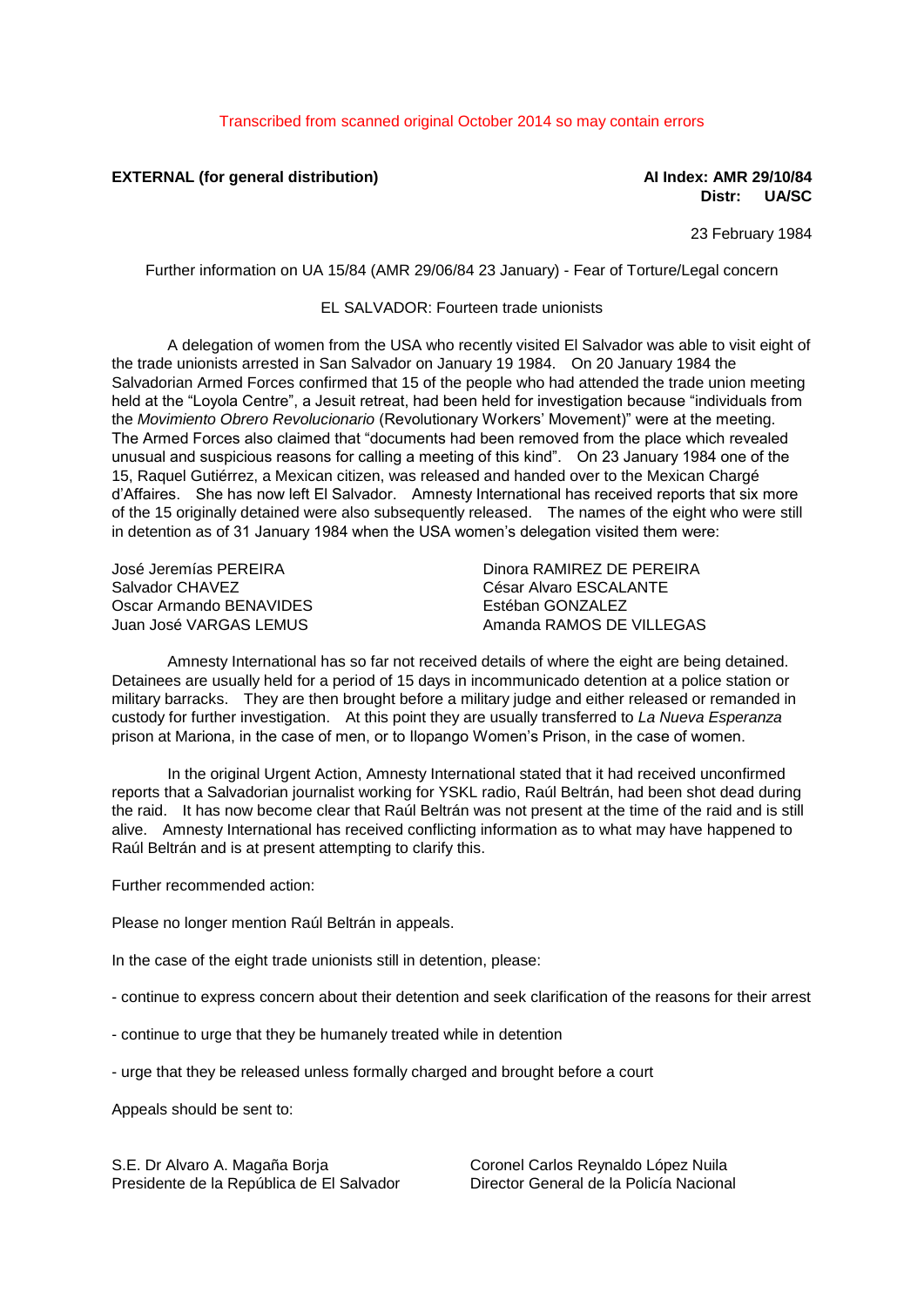Transcribed from scanned original October 2014 so may contain errors

**EXTERNAL (for general distribution)**

**AI Index: AMR 29/10/84**
**Distr: UA/SC**

23 February 1984

Further information on UA 15/84 (AMR 29/06/84 23 January) - Fear of Torture/Legal concern

EL SALVADOR: Fourteen trade unionists

A delegation of women from the USA who recently visited El Salvador was able to visit eight of the trade unionists arrested in San Salvador on January 19 1984. On 20 January 1984 the Salvadorian Armed Forces confirmed that 15 of the people who had attended the trade union meeting held at the "Loyola Centre", a Jesuit retreat, had been held for investigation because "individuals from the *Movimiento Obrero Revolucionario* (Revolutionary Workers' Movement)" were at the meeting. The Armed Forces also claimed that "documents had been removed from the place which revealed unusual and suspicious reasons for calling a meeting of this kind". On 23 January 1984 one of the 15, Raquel Gutiérrez, a Mexican citizen, was released and handed over to the Mexican Chargé d'Affaires. She has now left El Salvador. Amnesty International has received reports that six more of the 15 originally detained were also subsequently released. The names of the eight who were still in detention as of 31 January 1984 when the USA women's delegation visited them were:

José Jeremías PEREIRA
Salvador CHAVEZ
Oscar Armando BENAVIDES
Juan José VARGAS LEMUS
Dinora RAMIREZ DE PEREIRA
César Alvaro ESCALANTE
Estéban GONZALEZ
Amanda RAMOS DE VILLEGAS

Amnesty International has so far not received details of where the eight are being detained. Detainees are usually held for a period of 15 days in incommunicado detention at a police station or military barracks. They are then brought before a military judge and either released or remanded in custody for further investigation. At this point they are usually transferred to *La Nueva Esperanza* prison at Mariona, in the case of men, or to Ilopango Women's Prison, in the case of women.

In the original Urgent Action, Amnesty International stated that it had received unconfirmed reports that a Salvadorian journalist working for YSKL radio, Raúl Beltrán, had been shot dead during the raid. It has now become clear that Raúl Beltrán was not present at the time of the raid and is still alive. Amnesty International has received conflicting information as to what may have happened to Raúl Beltrán and is at present attempting to clarify this.

Further recommended action:

Please no longer mention Raúl Beltrán in appeals.

In the case of the eight trade unionists still in detention, please:

- continue to express concern about their detention and seek clarification of the reasons for their arrest

- continue to urge that they be humanely treated while in detention

- urge that they be released unless formally charged and brought before a court

Appeals should be sent to:

S.E. Dr Alvaro A. Magaña Borja
Presidente de la República de El Salvador

Coronel Carlos Reynaldo López Nuila
Director General de la Policía Nacional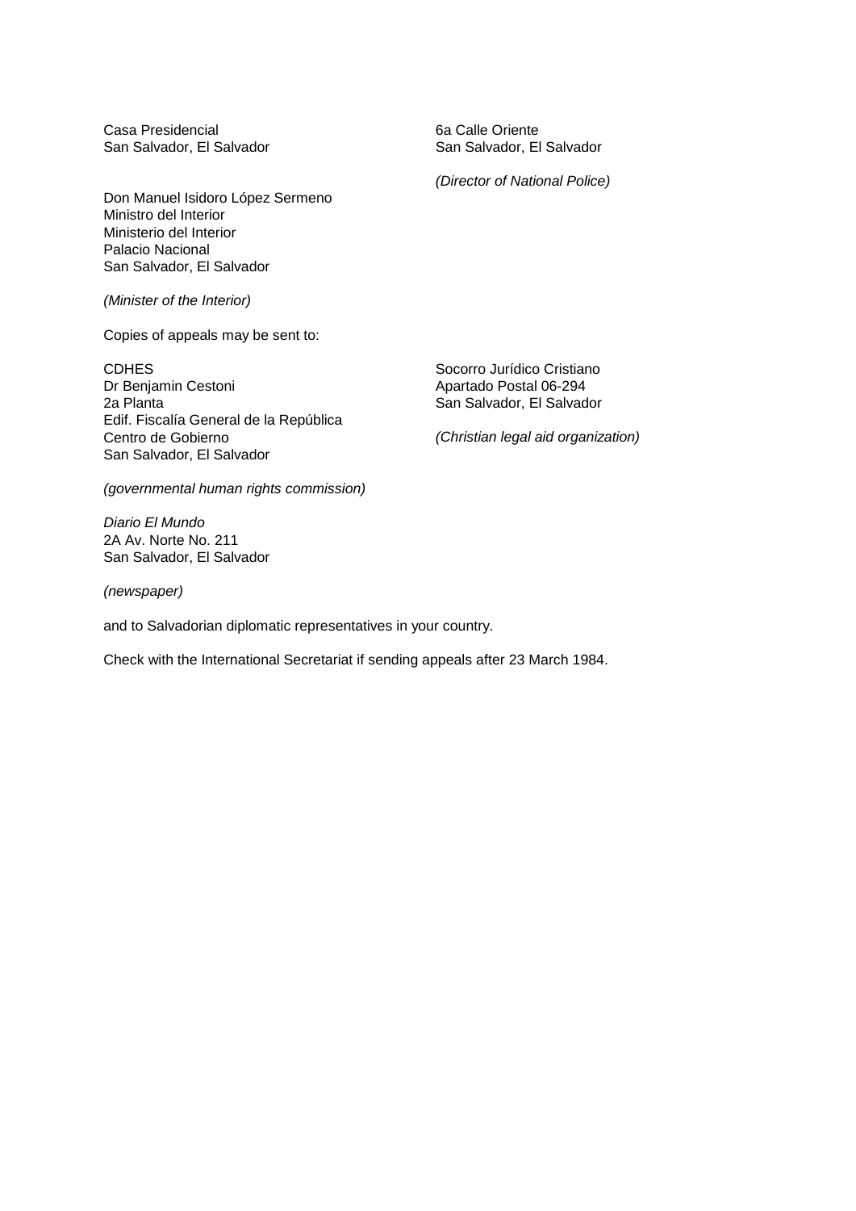Casa Presidencial
San Salvador, El Salvador

6a Calle Oriente
San Salvador, El Salvador

*(Director of National Police)*

Don Manuel Isidoro López Sermeno
Ministro del Interior
Ministerio del Interior
Palacio Nacional
San Salvador, El Salvador

*(Minister of the Interior)*

Copies of appeals may be sent to:

CDHES
Dr Benjamin Cestoni
2a Planta
Edif. Fiscalía General de la República
Centro de Gobierno
San Salvador, El Salvador

*(governmental human rights commission)*

Socorro Jurídico Cristiano
Apartado Postal 06-294
San Salvador, El Salvador

*(Christian legal aid organization)*

*Diario El Mundo*
2A Av. Norte No. 211
San Salvador, El Salvador

*(newspaper)*

and to Salvadorian diplomatic representatives in your country.

Check with the International Secretariat if sending appeals after 23 March 1984.